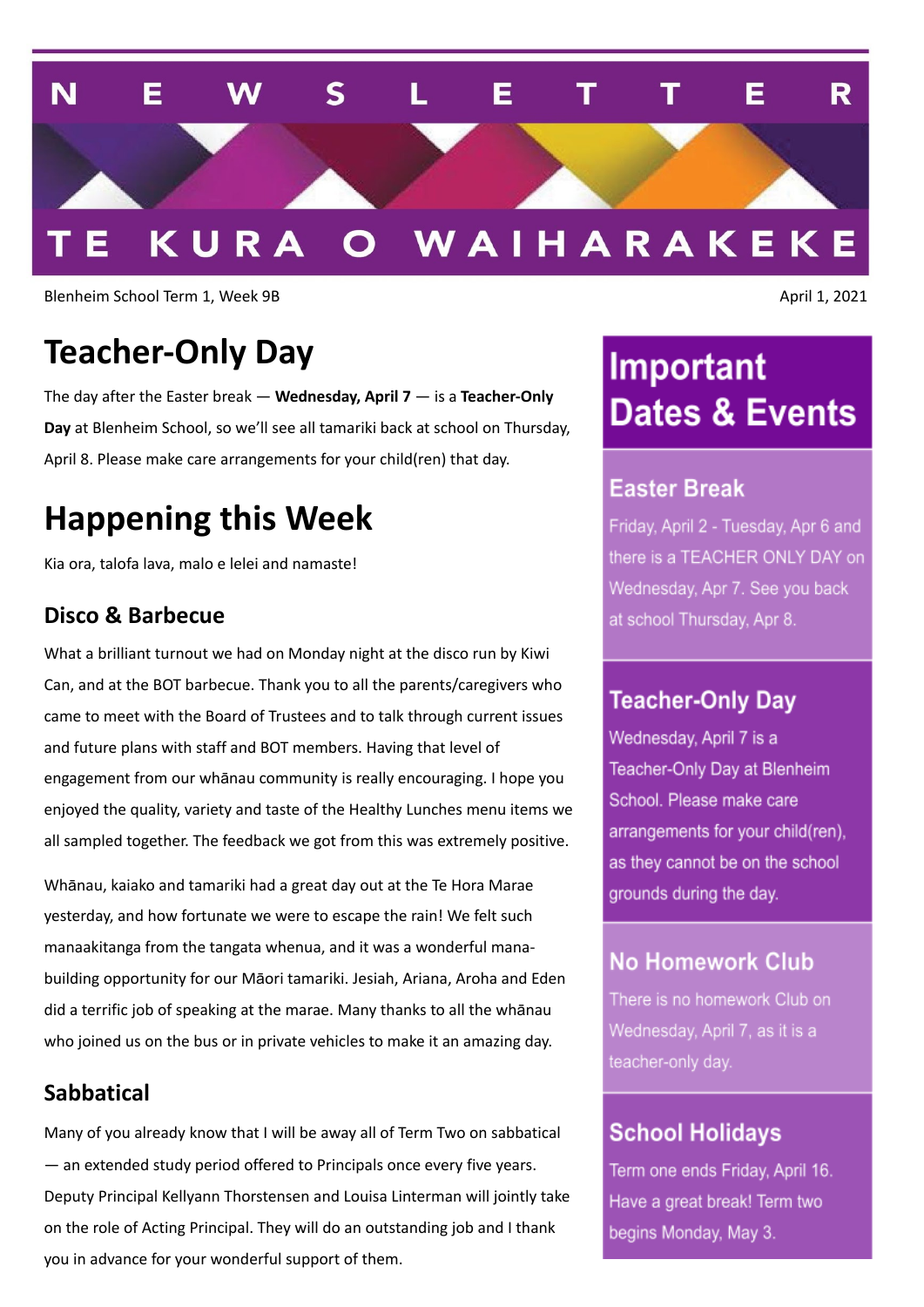# NEWSLETTER

# TE KURA O WAIHARAKEKE

Blenheim School Term 1, Week 9B

April 1, 2021

## Teacher-Only Day

The day after the Easter break — **Wednesday, April 7** — is a **Teacher-Only Day** at Blenheim School, so we'll see all tamariki back at school on Thursday, April 8. Please make care arrangements for your child(ren) that day.

## Happening this Week

Kia ora, talofa lava, malo e lelei and namaste!

### Disco & Barbecue

What a brilliant turnout we had on Monday night at the disco run by Kiwi Can, and at the BOT barbecue. Thank you to all the parents/caregivers who came to meet with the Board of Trustees and to talk through current issues and future plans with staff and BOT members. Having that level of engagement from our whānau community is really encouraging. I hope you enjoyed the quality, variety and taste of the Healthy Lunches menu items we all sampled together. The feedback we got from this was extremely positive.

Whānau, kaiako and tamariki had a great day out at the Te Hora Marae yesterday, and how fortunate we were to escape the rain! We felt such manaakitanga from the tangata whenua, and it was a wonderful mana-building opportunity for our Māori tamariki. Jesiah, Ariana, Aroha and Eden did a terrific job of speaking at the marae. Many thanks to all the whānau who joined us on the bus or in private vehicles to make it an amazing day.

### Sabbatical

Many of you already know that I will be away all of Term Two on sabbatical — an extended study period offered to Principals once every five years. Deputy Principal Kellyann Thorstensen and Louisa Linterman will jointly take on the role of Acting Principal. They will do an outstanding job and I thank you in advance for your wonderful support of them.

## Important Dates & Events

### Easter Break

Friday, April 2 - Tuesday, Apr 6 and there is a TEACHER ONLY DAY on Wednesday, Apr 7. See you back at school Thursday, Apr 8.

### Teacher-Only Day

Wednesday, April 7 is a Teacher-Only Day at Blenheim School. Please make care arrangements for your child(ren), as they cannot be on the school grounds during the day.

### No Homework Club

There is no homework Club on Wednesday, April 7, as it is a teacher-only day.

### School Holidays

Term one ends Friday, April 16. Have a great break! Term two begins Monday, May 3.